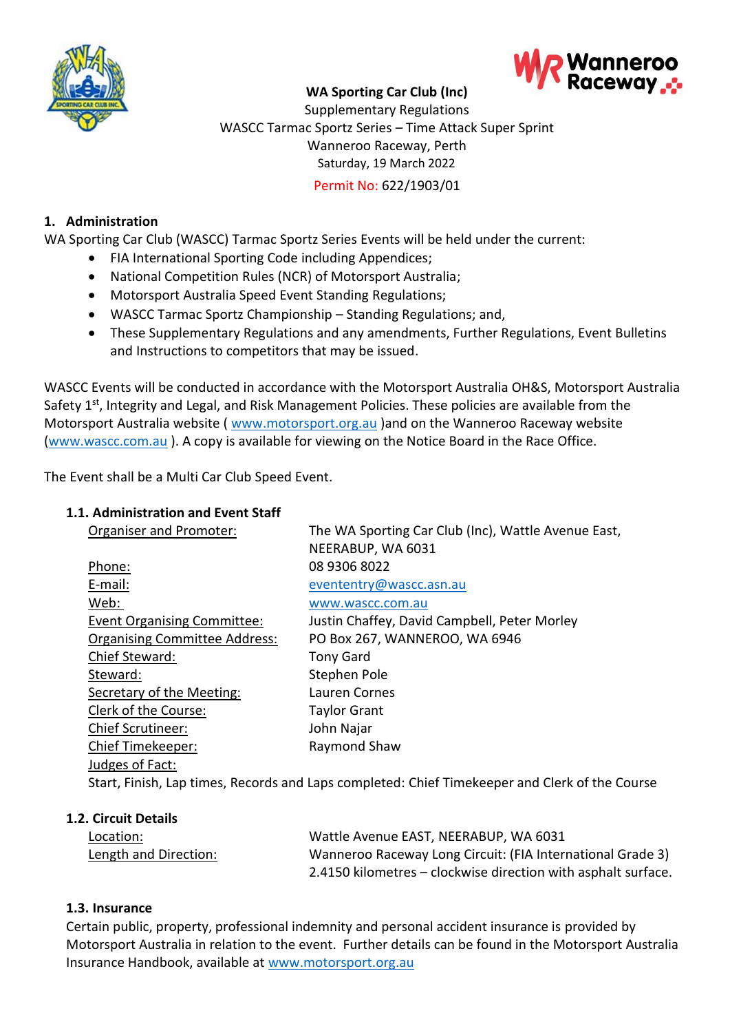**WA Sporting Car Club (Inc)**

Supplementary Regulations

WASCC Tarmac Sportz Series – Time Attack Super Sprint

Wanneroo Raceway, Perth

Saturday, 19 March 2022

Permit No: 622/1903/01

## 1. Administration

WA Sporting Car Club (WASCC) Tarmac Sportz Series Events will be held under the current:

- FIA International Sporting Code including Appendices;
- National Competition Rules (NCR) of Motorsport Australia;
- Motorsport Australia Speed Event Standing Regulations;
- WASCC Tarmac Sportz Championship – Standing Regulations; and,
- These Supplementary Regulations and any amendments, Further Regulations, Event Bulletins and Instructions to competitors that may be issued.

WASCC Events will be conducted in accordance with the Motorsport Australia OH&S, Motorsport Australia Safety 1st, Integrity and Legal, and Risk Management Policies. These policies are available from the Motorsport Australia website ( www.motorsport.org.au )and on the Wanneroo Raceway website (www.wascc.com.au ). A copy is available for viewing on the Notice Board in the Race Office.

The Event shall be a Multi Car Club Speed Event.

### 1.1. Administration and Event Staff

| | |
|---|---|
| Organiser and Promoter: | The WA Sporting Car Club (Inc), Wattle Avenue East, NEERABUP, WA 6031 |
| Phone: | 08 9306 8022 |
| E-mail: | evententry@wascc.asn.au |
| Web: | www.wascc.com.au |
| Event Organising Committee: | Justin Chaffey, David Campbell, Peter Morley |
| Organising Committee Address: | PO Box 267, WANNEROO, WA 6946 |
| Chief Steward: | Tony Gard |
| Steward: | Stephen Pole |
| Secretary of the Meeting: | Lauren Cornes |
| Clerk of the Course: | Taylor Grant |
| Chief Scrutineer: | John Najar |
| Chief Timekeeper: | Raymond Shaw |
| Judges of Fact: | |

Start, Finish, Lap times, Records and Laps completed: Chief Timekeeper and Clerk of the Course

### 1.2. Circuit Details

| | |
|---|---|
| Location: | Wattle Avenue EAST, NEERABUP, WA 6031 |
| Length and Direction: | Wanneroo Raceway Long Circuit: (FIA International Grade 3) 2.4150 kilometres – clockwise direction with asphalt surface. |

### 1.3. Insurance

Certain public, property, professional indemnity and personal accident insurance is provided by Motorsport Australia in relation to the event. Further details can be found in the Motorsport Australia Insurance Handbook, available at www.motorsport.org.au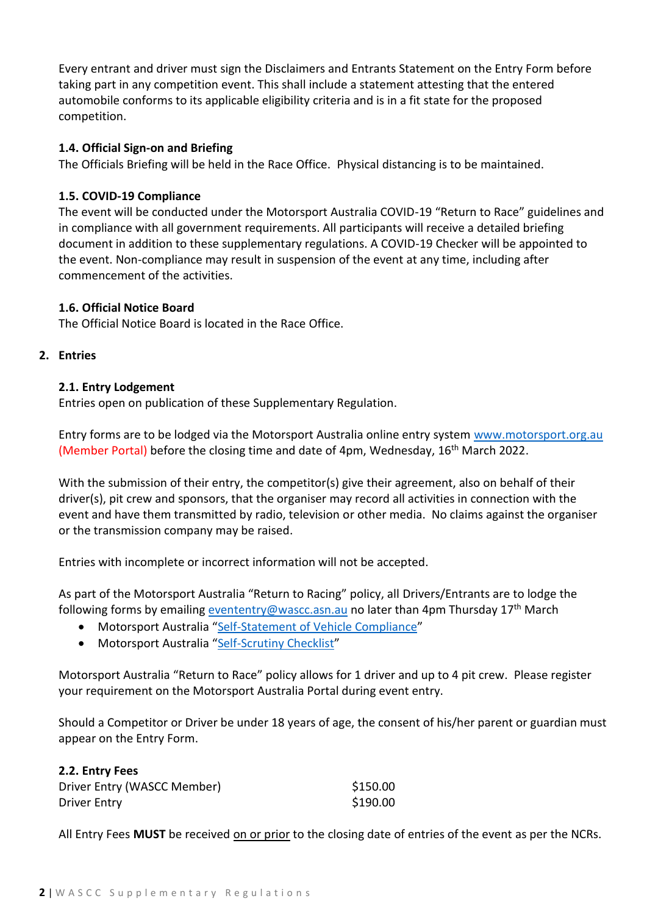Every entrant and driver must sign the Disclaimers and Entrants Statement on the Entry Form before taking part in any competition event. This shall include a statement attesting that the entered automobile conforms to its applicable eligibility criteria and is in a fit state for the proposed competition.

### 1.4. Official Sign-on and Briefing

The Officials Briefing will be held in the Race Office. Physical distancing is to be maintained.

### 1.5. COVID-19 Compliance

The event will be conducted under the Motorsport Australia COVID-19 "Return to Race" guidelines and in compliance with all government requirements. All participants will receive a detailed briefing document in addition to these supplementary regulations. A COVID-19 Checker will be appointed to the event. Non-compliance may result in suspension of the event at any time, including after commencement of the activities.

### 1.6. Official Notice Board

The Official Notice Board is located in the Race Office.

## 2. Entries

### 2.1. Entry Lodgement

Entries open on publication of these Supplementary Regulation.

Entry forms are to be lodged via the Motorsport Australia online entry system www.motorsport.org.au (Member Portal) before the closing time and date of 4pm, Wednesday, 16th March 2022.

With the submission of their entry, the competitor(s) give their agreement, also on behalf of their driver(s), pit crew and sponsors, that the organiser may record all activities in connection with the event and have them transmitted by radio, television or other media. No claims against the organiser or the transmission company may be raised.

Entries with incomplete or incorrect information will not be accepted.

As part of the Motorsport Australia "Return to Racing" policy, all Drivers/Entrants are to lodge the following forms by emailing eventryentry@wascc.asn.au no later than 4pm Thursday 17th March

- Motorsport Australia "Self-Statement of Vehicle Compliance"
- Motorsport Australia "Self-Scrutiny Checklist"

Motorsport Australia "Return to Race" policy allows for 1 driver and up to 4 pit crew. Please register your requirement on the Motorsport Australia Portal during event entry.

Should a Competitor or Driver be under 18 years of age, the consent of his/her parent or guardian must appear on the Entry Form.

### 2.2. Entry Fees

| | |
|---|---|
| Driver Entry (WASCC Member) | $150.00 |
| Driver Entry | $190.00 |

All Entry Fees **MUST** be received on or prior to the closing date of entries of the event as per the NCRs.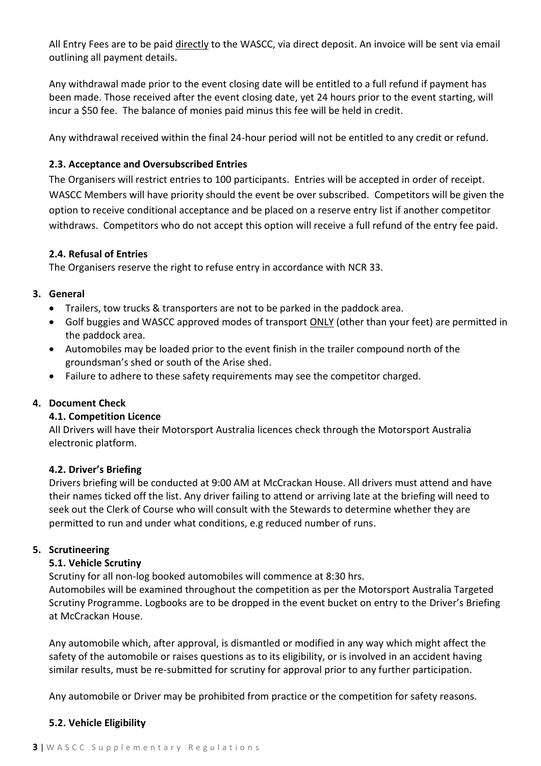All Entry Fees are to be paid directly to the WASCC, via direct deposit. An invoice will be sent via email outlining all payment details.

Any withdrawal made prior to the event closing date will be entitled to a full refund if payment has been made. Those received after the event closing date, yet 24 hours prior to the event starting, will incur a $50 fee. The balance of monies paid minus this fee will be held in credit.

Any withdrawal received within the final 24-hour period will not be entitled to any credit or refund.

### 2.3. Acceptance and Oversubscribed Entries

The Organisers will restrict entries to 100 participants. Entries will be accepted in order of receipt. WASCC Members will have priority should the event be over subscribed. Competitors will be given the option to receive conditional acceptance and be placed on a reserve entry list if another competitor withdraws. Competitors who do not accept this option will receive a full refund of the entry fee paid.

### 2.4. Refusal of Entries

The Organisers reserve the right to refuse entry in accordance with NCR 33.

## 3. General

- Trailers, tow trucks & transporters are not to be parked in the paddock area.
- Golf buggies and WASCC approved modes of transport ONLY (other than your feet) are permitted in the paddock area.
- Automobiles may be loaded prior to the event finish in the trailer compound north of the groundsman's shed or south of the Arise shed.
- Failure to adhere to these safety requirements may see the competitor charged.

## 4. Document Check

### 4.1. Competition Licence

All Drivers will have their Motorsport Australia licences check through the Motorsport Australia electronic platform.

### 4.2. Driver's Briefing

Drivers briefing will be conducted at 9:00 AM at McCrackan House. All drivers must attend and have their names ticked off the list. Any driver failing to attend or arriving late at the briefing will need to seek out the Clerk of Course who will consult with the Stewards to determine whether they are permitted to run and under what conditions, e.g reduced number of runs.

## 5. Scrutineering

### 5.1. Vehicle Scrutiny

Scrutiny for all non-log booked automobiles will commence at 8:30 hrs.
Automobiles will be examined throughout the competition as per the Motorsport Australia Targeted Scrutiny Programme. Logbooks are to be dropped in the event bucket on entry to the Driver's Briefing at McCrackan House.

Any automobile which, after approval, is dismantled or modified in any way which might affect the safety of the automobile or raises questions as to its eligibility, or is involved in an accident having similar results, must be re-submitted for scrutiny for approval prior to any further participation.

Any automobile or Driver may be prohibited from practice or the competition for safety reasons.

### 5.2. Vehicle Eligibility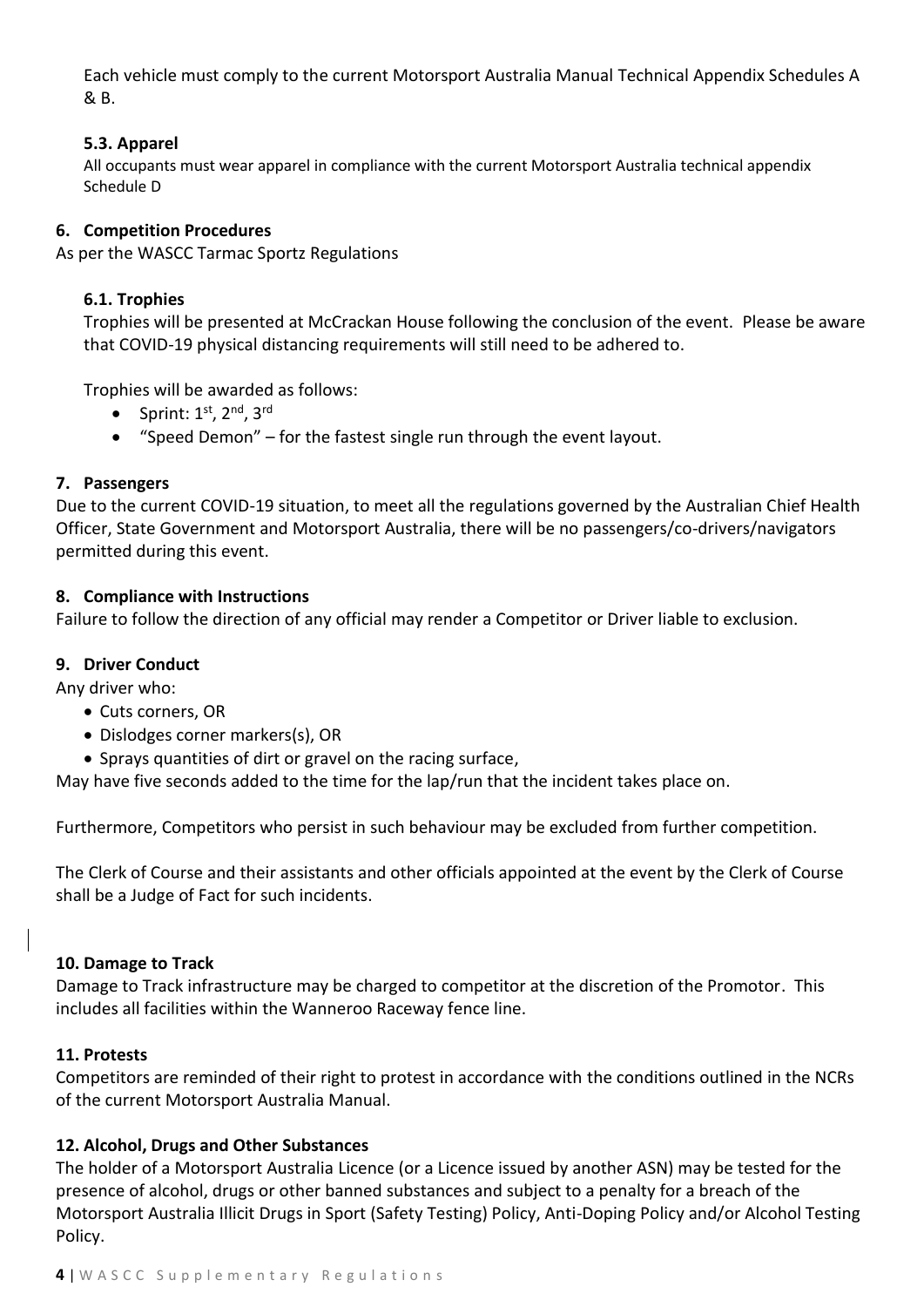Each vehicle must comply to the current Motorsport Australia Manual Technical Appendix Schedules A & B.

### 5.3. Apparel

All occupants must wear apparel in compliance with the current Motorsport Australia technical appendix Schedule D

## 6. Competition Procedures

As per the WASCC Tarmac Sportz Regulations

### 6.1. Trophies

Trophies will be presented at McCrackan House following the conclusion of the event. Please be aware that COVID-19 physical distancing requirements will still need to be adhered to.

Trophies will be awarded as follows:

- Sprint: 1st, 2nd, 3rd
- "Speed Demon" – for the fastest single run through the event layout.

## 7. Passengers

Due to the current COVID-19 situation, to meet all the regulations governed by the Australian Chief Health Officer, State Government and Motorsport Australia, there will be no passengers/co-drivers/navigators permitted during this event.

## 8. Compliance with Instructions

Failure to follow the direction of any official may render a Competitor or Driver liable to exclusion.

## 9. Driver Conduct

Any driver who:

- Cuts corners, OR
- Dislodges corner markers(s), OR
- Sprays quantities of dirt or gravel on the racing surface,

May have five seconds added to the time for the lap/run that the incident takes place on.

Furthermore, Competitors who persist in such behaviour may be excluded from further competition.

The Clerk of Course and their assistants and other officials appointed at the event by the Clerk of Course shall be a Judge of Fact for such incidents.

## 10. Damage to Track

Damage to Track infrastructure may be charged to competitor at the discretion of the Promotor. This includes all facilities within the Wanneroo Raceway fence line.

## 11. Protests

Competitors are reminded of their right to protest in accordance with the conditions outlined in the NCRs of the current Motorsport Australia Manual.

## 12. Alcohol, Drugs and Other Substances

The holder of a Motorsport Australia Licence (or a Licence issued by another ASN) may be tested for the presence of alcohol, drugs or other banned substances and subject to a penalty for a breach of the Motorsport Australia Illicit Drugs in Sport (Safety Testing) Policy, Anti-Doping Policy and/or Alcohol Testing Policy.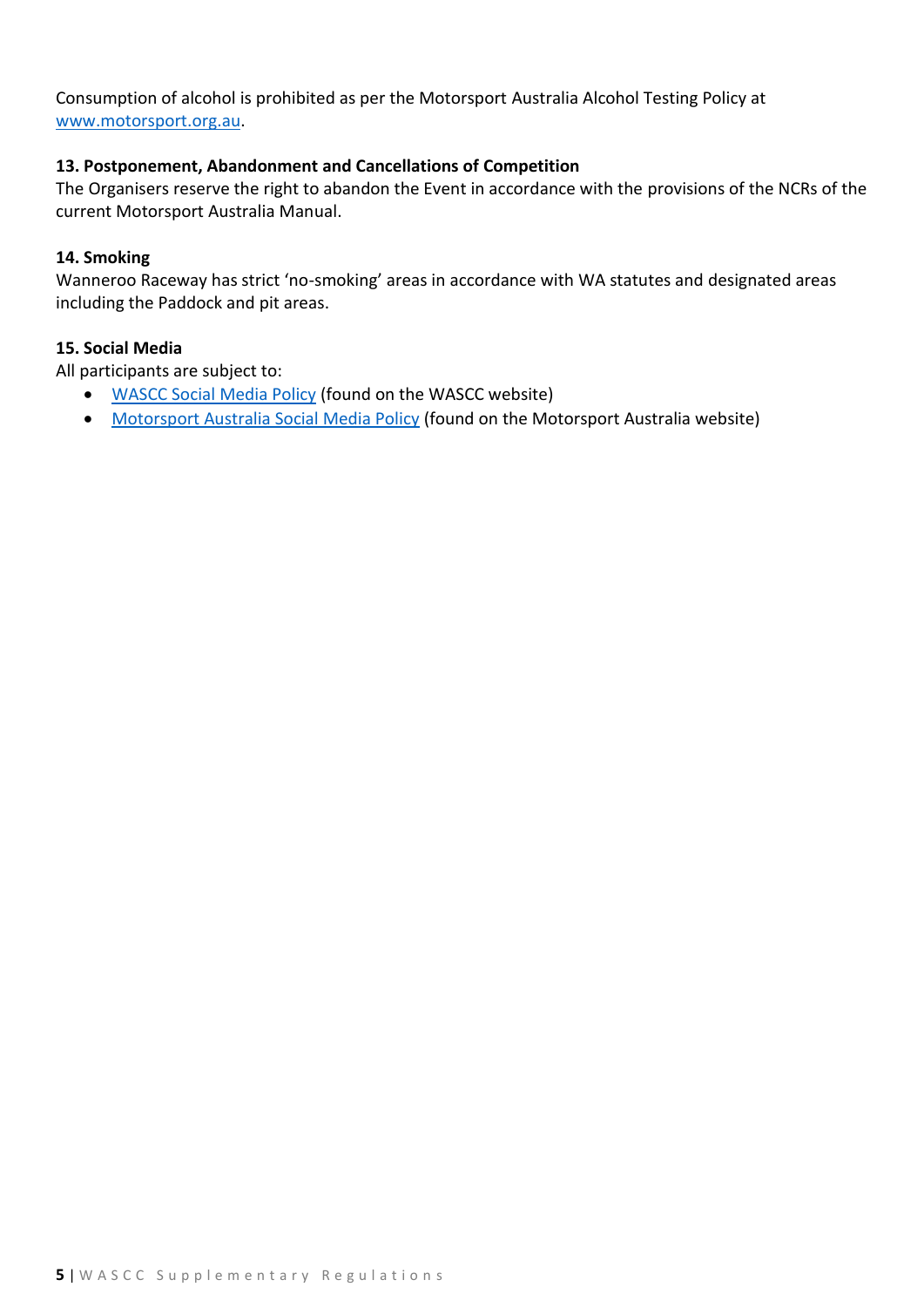Consumption of alcohol is prohibited as per the Motorsport Australia Alcohol Testing Policy at [www.motorsport.org.au](www.motorsport.org.au).

### 13. Postponement, Abandonment and Cancellations of Competition

The Organisers reserve the right to abandon the Event in accordance with the provisions of the NCRs of the current Motorsport Australia Manual.

### 14. Smoking

Wanneroo Raceway has strict 'no-smoking' areas in accordance with WA statutes and designated areas including the Paddock and pit areas.

### 15. Social Media

All participants are subject to:

- WASCC Social Media Policy (found on the WASCC website)
- Motorsport Australia Social Media Policy (found on the Motorsport Australia website)